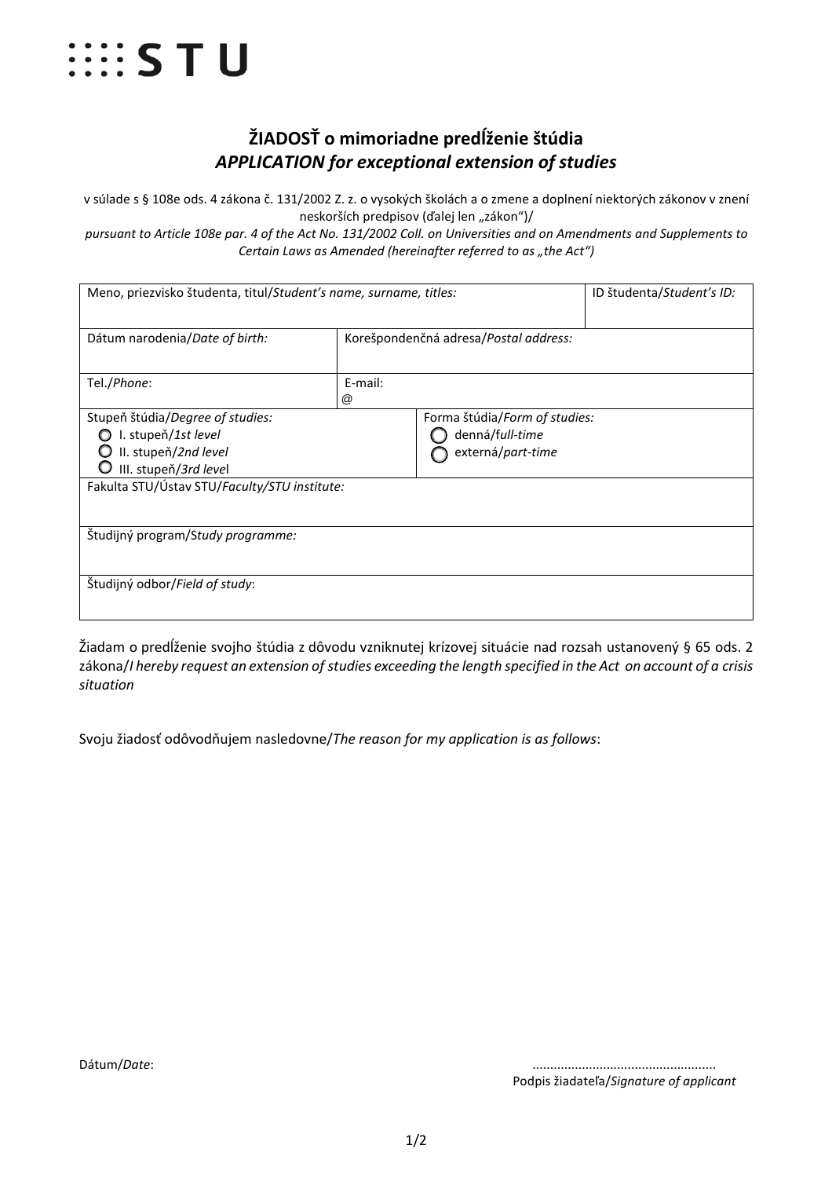STU

# ŽIADOSŤ o mimoriadne predĺženie štúdia
## *APPLICATION for exceptional extension of studies*

v súlade s § 108e ods. 4 zákona č. 131/2002 Z. z. o vysokých školách a o zmene a doplnení niektorých zákonov v znení neskorších predpisov (ďalej len „zákon")/
*pursuant to Article 108e par. 4 of the Act No. 131/2002 Coll. on Universities and on Amendments and Supplements to Certain Laws as Amended (hereinafter referred to as „the Act")*

| Meno, priezvisko študenta, titul/*Student's name, surname, titles:* | | | ID študenta/*Student's ID:* |
|---|---|---|---|
| Dátum narodenia/*Date of birth:* | Korešpondenčná adresa/*Postal address:* | | |
| Tel./*Phone*: | E-mail: @ | | |
| Stupeň štúdia/*Degree of studies:* ○ I. stupeň/*1st level* ○ II. stupeň/*2nd level* ○ III. stupeň/*3rd level* | | Forma štúdia/*Form of studies:* ○ denná/*full-time* ○ externá/*part-time* | |
| Fakulta STU/Ústav STU/*Faculty/STU institute:* | | | |
| Študijný program/*Study programme:* | | | |
| Študijný odbor/*Field of study*: | | | |

Žiadam o predĺženie svojho štúdia z dôvodu vzniknutej krízovej situácie nad rozsah ustanovený § 65 ods. 2 zákona/*I hereby request an extension of studies exceeding the length specified in the Act on account of a crisis situation*

Svoju žiadosť odôvodňujem nasledovne/*The reason for my application is as follows*:

Dátum/*Date*:

...................................................
Podpis žiadateľa/*Signature of applicant*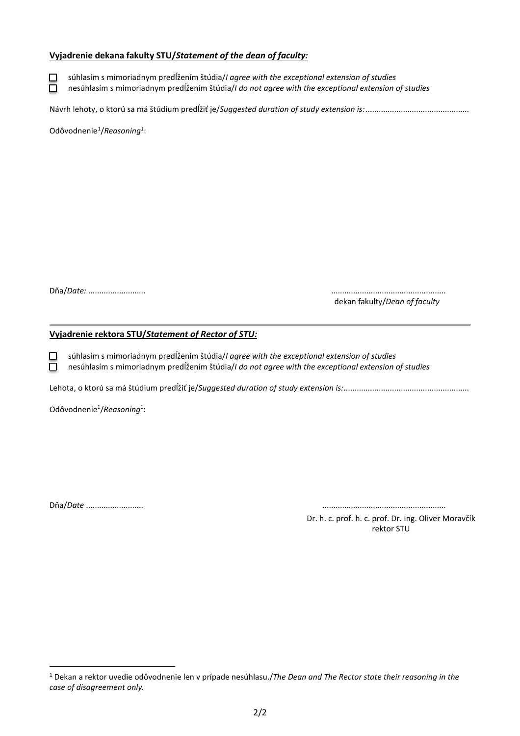**Vyjadrenie dekana fakulty STU/*Statement of the dean of faculty:***

☐ súhlasím s mimoriadnym predĺžením štúdia/*I agree with the exceptional extension of studies*
☐ nesúhlasím s mimoriadnym predĺžením štúdia/*I do not agree with the exceptional extension of studies*

Návrh lehoty, o ktorú sa má štúdium predĺžiť je/*Suggested duration of study extension is:* ..............................................

Odôvodnenie[1]/*Reasoning*[1]:

Dňa/*Date:* ..........................

....................................................
dekan fakulty/*Dean of faculty*

---

**Vyjadrenie rektora STU/*Statement of Rector of STU:***

☐ súhlasím s mimoriadnym predĺžením štúdia/*I agree with the exceptional extension of studies*
☐ nesúhlasím s mimoriadnym predĺžením štúdia/*I do not agree with the exceptional extension of studies*

Lehota, o ktorú sa má štúdium predĺžiť je/*Suggested duration of study extension is:*........................................................

Odôvodnenie[1]/*Reasoning*[1]:

Dňa/*Date* ..........................

.......................................................
Dr. h. c. prof. h. c. prof. Dr. Ing. Oliver Moravčík
rektor STU

[1] Dekan a rektor uvedie odôvodnenie len v prípade nesúhlasu./*The Dean and The Rector state their reasoning in the case of disagreement only.*